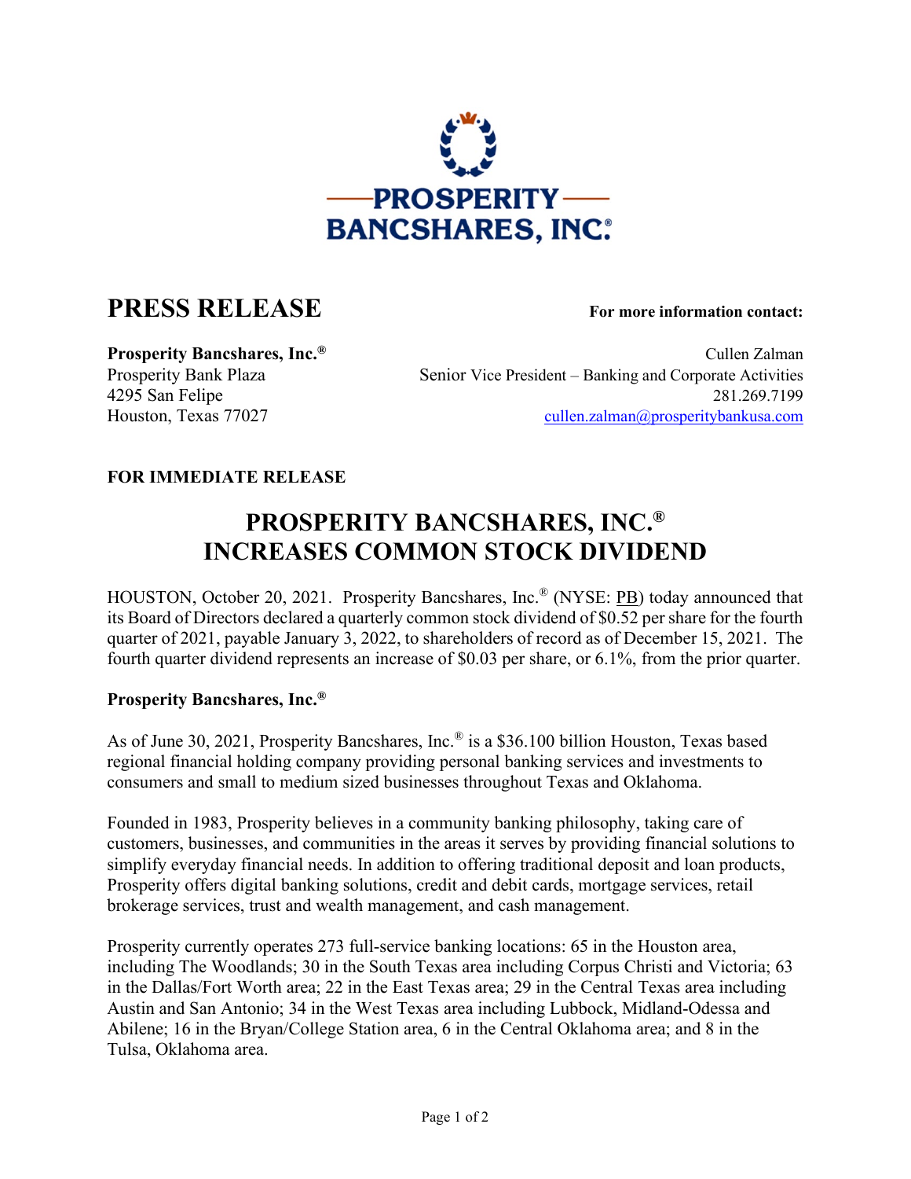# PRESS RELEASE

**For more information contact:**

**Prosperity Bancshares, Inc.®**
Prosperity Bank Plaza
4295 San Felipe
Houston, Texas 77027

Cullen Zalman
Senior Vice President – Banking and Corporate Activities
281.269.7199
cullen.zalman@prosperitybankusa.com

**FOR IMMEDIATE RELEASE**

## PROSPERITY BANCSHARES, INC.® INCREASES COMMON STOCK DIVIDEND

HOUSTON, October 20, 2021. Prosperity Bancshares, Inc.® (NYSE: PB) today announced that its Board of Directors declared a quarterly common stock dividend of $0.52 per share for the fourth quarter of 2021, payable January 3, 2022, to shareholders of record as of December 15, 2021. The fourth quarter dividend represents an increase of $0.03 per share, or 6.1%, from the prior quarter.

**Prosperity Bancshares, Inc.®**

As of June 30, 2021, Prosperity Bancshares, Inc.® is a $36.100 billion Houston, Texas based regional financial holding company providing personal banking services and investments to consumers and small to medium sized businesses throughout Texas and Oklahoma.

Founded in 1983, Prosperity believes in a community banking philosophy, taking care of customers, businesses, and communities in the areas it serves by providing financial solutions to simplify everyday financial needs. In addition to offering traditional deposit and loan products, Prosperity offers digital banking solutions, credit and debit cards, mortgage services, retail brokerage services, trust and wealth management, and cash management.

Prosperity currently operates 273 full-service banking locations: 65 in the Houston area, including The Woodlands; 30 in the South Texas area including Corpus Christi and Victoria; 63 in the Dallas/Fort Worth area; 22 in the East Texas area; 29 in the Central Texas area including Austin and San Antonio; 34 in the West Texas area including Lubbock, Midland-Odessa and Abilene; 16 in the Bryan/College Station area, 6 in the Central Oklahoma area; and 8 in the Tulsa, Oklahoma area.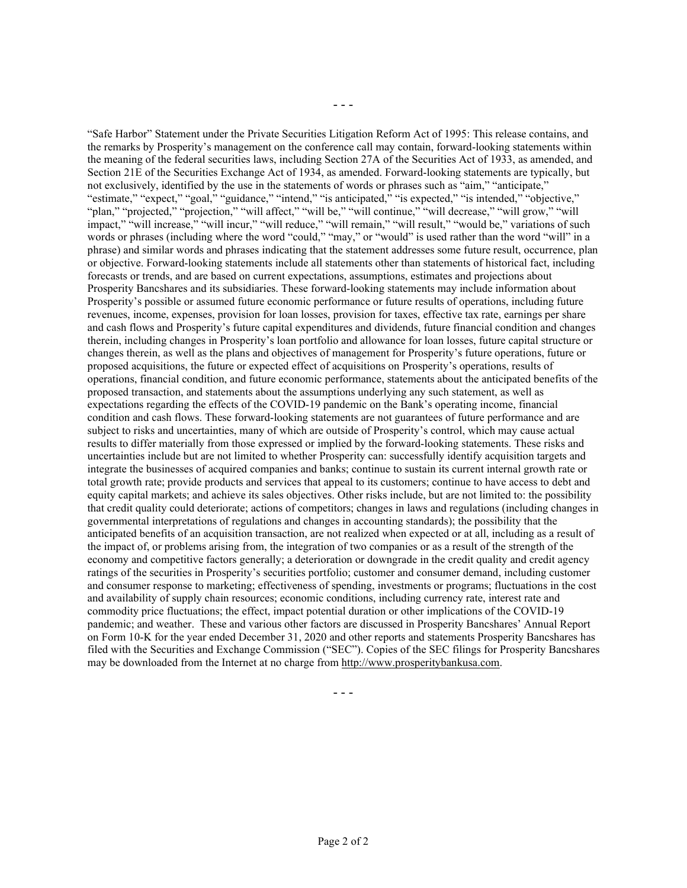- - -

"Safe Harbor" Statement under the Private Securities Litigation Reform Act of 1995: This release contains, and the remarks by Prosperity's management on the conference call may contain, forward-looking statements within the meaning of the federal securities laws, including Section 27A of the Securities Act of 1933, as amended, and Section 21E of the Securities Exchange Act of 1934, as amended. Forward-looking statements are typically, but not exclusively, identified by the use in the statements of words or phrases such as "aim," "anticipate," "estimate," "expect," "goal," "guidance," "intend," "is anticipated," "is expected," "is intended," "objective," "plan," "projected," "projection," "will affect," "will be," "will continue," "will decrease," "will grow," "will impact," "will increase," "will incur," "will reduce," "will remain," "will result," "would be," variations of such words or phrases (including where the word "could," "may," or "would" is used rather than the word "will" in a phrase) and similar words and phrases indicating that the statement addresses some future result, occurrence, plan or objective. Forward-looking statements include all statements other than statements of historical fact, including forecasts or trends, and are based on current expectations, assumptions, estimates and projections about Prosperity Bancshares and its subsidiaries. These forward-looking statements may include information about Prosperity's possible or assumed future economic performance or future results of operations, including future revenues, income, expenses, provision for loan losses, provision for taxes, effective tax rate, earnings per share and cash flows and Prosperity's future capital expenditures and dividends, future financial condition and changes therein, including changes in Prosperity's loan portfolio and allowance for loan losses, future capital structure or changes therein, as well as the plans and objectives of management for Prosperity's future operations, future or proposed acquisitions, the future or expected effect of acquisitions on Prosperity's operations, results of operations, financial condition, and future economic performance, statements about the anticipated benefits of the proposed transaction, and statements about the assumptions underlying any such statement, as well as expectations regarding the effects of the COVID-19 pandemic on the Bank's operating income, financial condition and cash flows. These forward-looking statements are not guarantees of future performance and are subject to risks and uncertainties, many of which are outside of Prosperity's control, which may cause actual results to differ materially from those expressed or implied by the forward-looking statements. These risks and uncertainties include but are not limited to whether Prosperity can: successfully identify acquisition targets and integrate the businesses of acquired companies and banks; continue to sustain its current internal growth rate or total growth rate; provide products and services that appeal to its customers; continue to have access to debt and equity capital markets; and achieve its sales objectives. Other risks include, but are not limited to: the possibility that credit quality could deteriorate; actions of competitors; changes in laws and regulations (including changes in governmental interpretations of regulations and changes in accounting standards); the possibility that the anticipated benefits of an acquisition transaction, are not realized when expected or at all, including as a result of the impact of, or problems arising from, the integration of two companies or as a result of the strength of the economy and competitive factors generally; a deterioration or downgrade in the credit quality and credit agency ratings of the securities in Prosperity's securities portfolio; customer and consumer demand, including customer and consumer response to marketing; effectiveness of spending, investments or programs; fluctuations in the cost and availability of supply chain resources; economic conditions, including currency rate, interest rate and commodity price fluctuations; the effect, impact potential duration or other implications of the COVID-19 pandemic; and weather. These and various other factors are discussed in Prosperity Bancshares' Annual Report on Form 10-K for the year ended December 31, 2020 and other reports and statements Prosperity Bancshares has filed with the Securities and Exchange Commission ("SEC"). Copies of the SEC filings for Prosperity Bancshares may be downloaded from the Internet at no charge from http://www.prosperitybankusa.com.

- - -